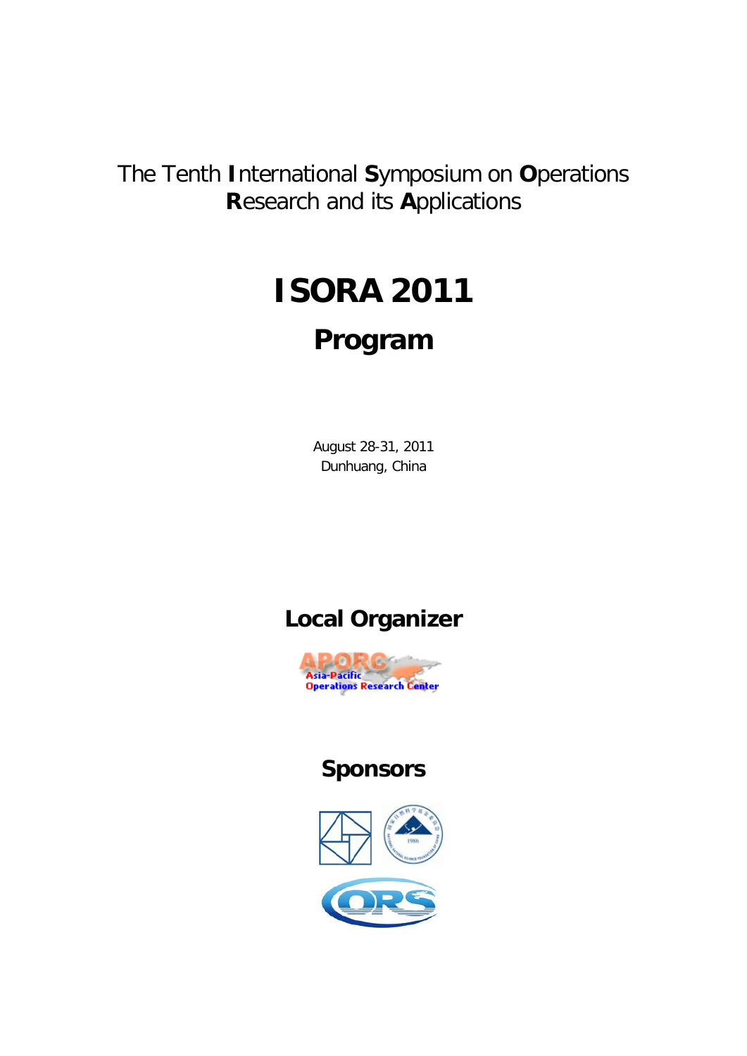The Tenth **I**nternational **S**ymposium on **O**perations **R**esearch and its **A**pplications

# ISORA 2011

## Program

August 28-31, 2011
Dunhuang, China

## Local Organizer

## Sponsors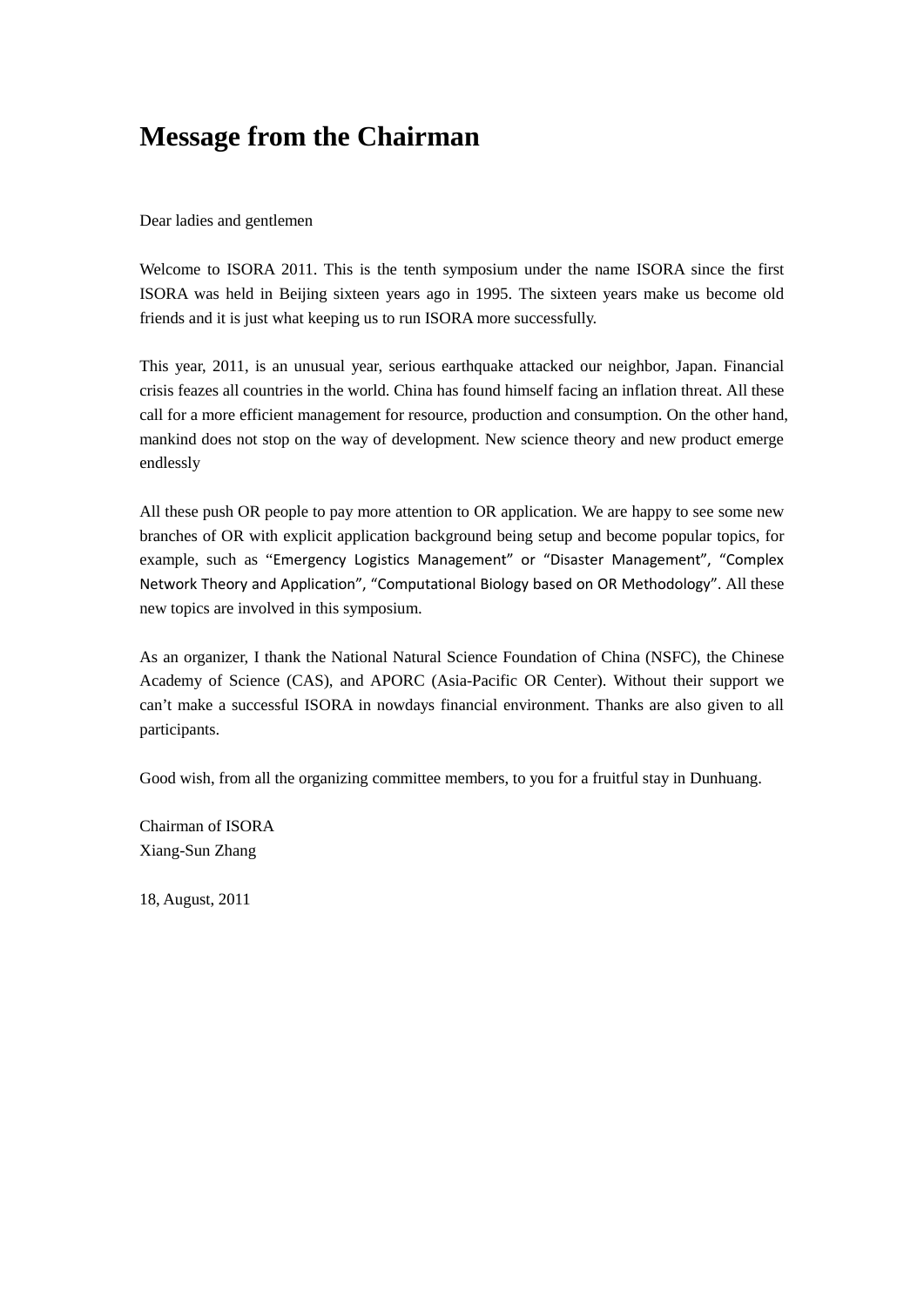# Message from the Chairman

Dear ladies and gentlemen

Welcome to ISORA 2011. This is the tenth symposium under the name ISORA since the first ISORA was held in Beijing sixteen years ago in 1995. The sixteen years make us become old friends and it is just what keeping us to run ISORA more successfully.

This year, 2011, is an unusual year, serious earthquake attacked our neighbor, Japan. Financial crisis feazes all countries in the world. China has found himself facing an inflation threat. All these call for a more efficient management for resource, production and consumption. On the other hand, mankind does not stop on the way of development. New science theory and new product emerge endlessly

All these push OR people to pay more attention to OR application. We are happy to see some new branches of OR with explicit application background being setup and become popular topics, for example, such as "Emergency Logistics Management" or "Disaster Management", "Complex Network Theory and Application", "Computational Biology based on OR Methodology". All these new topics are involved in this symposium.

As an organizer, I thank the National Natural Science Foundation of China (NSFC), the Chinese Academy of Science (CAS), and APORC (Asia-Pacific OR Center). Without their support we can't make a successful ISORA in nowdays financial environment. Thanks are also given to all participants.

Good wish, from all the organizing committee members, to you for a fruitful stay in Dunhuang.

Chairman of ISORA  
Xiang-Sun Zhang

18, August, 2011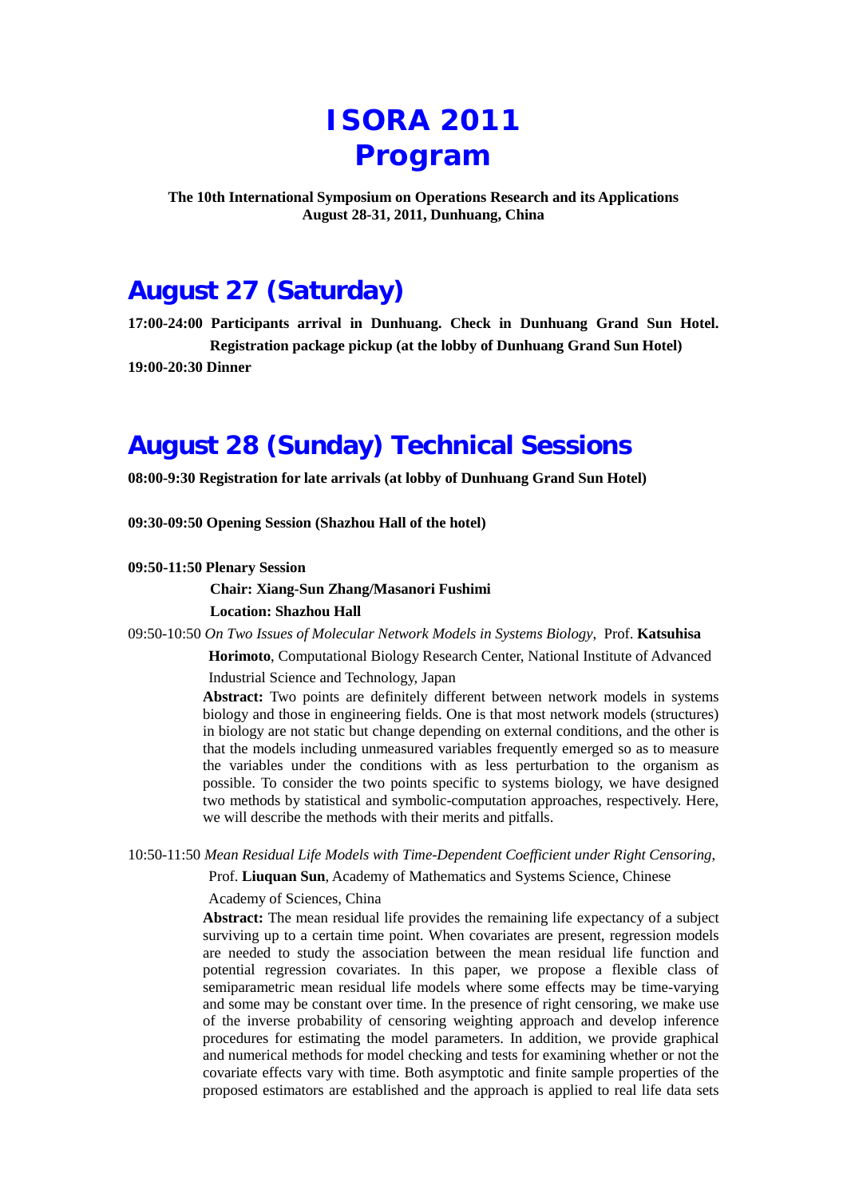# ISORA 2011 Program

**The 10th International Symposium on Operations Research and its Applications**
**August 28-31, 2011, Dunhuang, China**

## August 27 (Saturday)

**17:00-24:00 Participants arrival in Dunhuang. Check in Dunhuang Grand Sun Hotel. Registration package pickup (at the lobby of Dunhuang Grand Sun Hotel)**

**19:00-20:30 Dinner**

## August 28 (Sunday) Technical Sessions

**08:00-9:30 Registration for late arrivals (at lobby of Dunhuang Grand Sun Hotel)**

**09:30-09:50 Opening Session (Shazhou Hall of the hotel)**

**09:50-11:50 Plenary Session**

**Chair: Xiang-Sun Zhang/Masanori Fushimi**

**Location: Shazhou Hall**

09:50-10:50 *On Two Issues of Molecular Network Models in Systems Biology*, Prof. **Katsuhisa Horimoto**, Computational Biology Research Center, National Institute of Advanced Industrial Science and Technology, Japan

**Abstract:** Two points are definitely different between network models in systems biology and those in engineering fields. One is that most network models (structures) in biology are not static but change depending on external conditions, and the other is that the models including unmeasured variables frequently emerged so as to measure the variables under the conditions with as less perturbation to the organism as possible. To consider the two points specific to systems biology, we have designed two methods by statistical and symbolic-computation approaches, respectively. Here, we will describe the methods with their merits and pitfalls.

10:50-11:50 *Mean Residual Life Models with Time-Dependent Coefficient under Right Censoring*, Prof. **Liuquan Sun**, Academy of Mathematics and Systems Science, Chinese Academy of Sciences, China

**Abstract:** The mean residual life provides the remaining life expectancy of a subject surviving up to a certain time point. When covariates are present, regression models are needed to study the association between the mean residual life function and potential regression covariates. In this paper, we propose a flexible class of semiparametric mean residual life models where some effects may be time-varying and some may be constant over time. In the presence of right censoring, we make use of the inverse probability of censoring weighting approach and develop inference procedures for estimating the model parameters. In addition, we provide graphical and numerical methods for model checking and tests for examining whether or not the covariate effects vary with time. Both asymptotic and finite sample properties of the proposed estimators are established and the approach is applied to real life data sets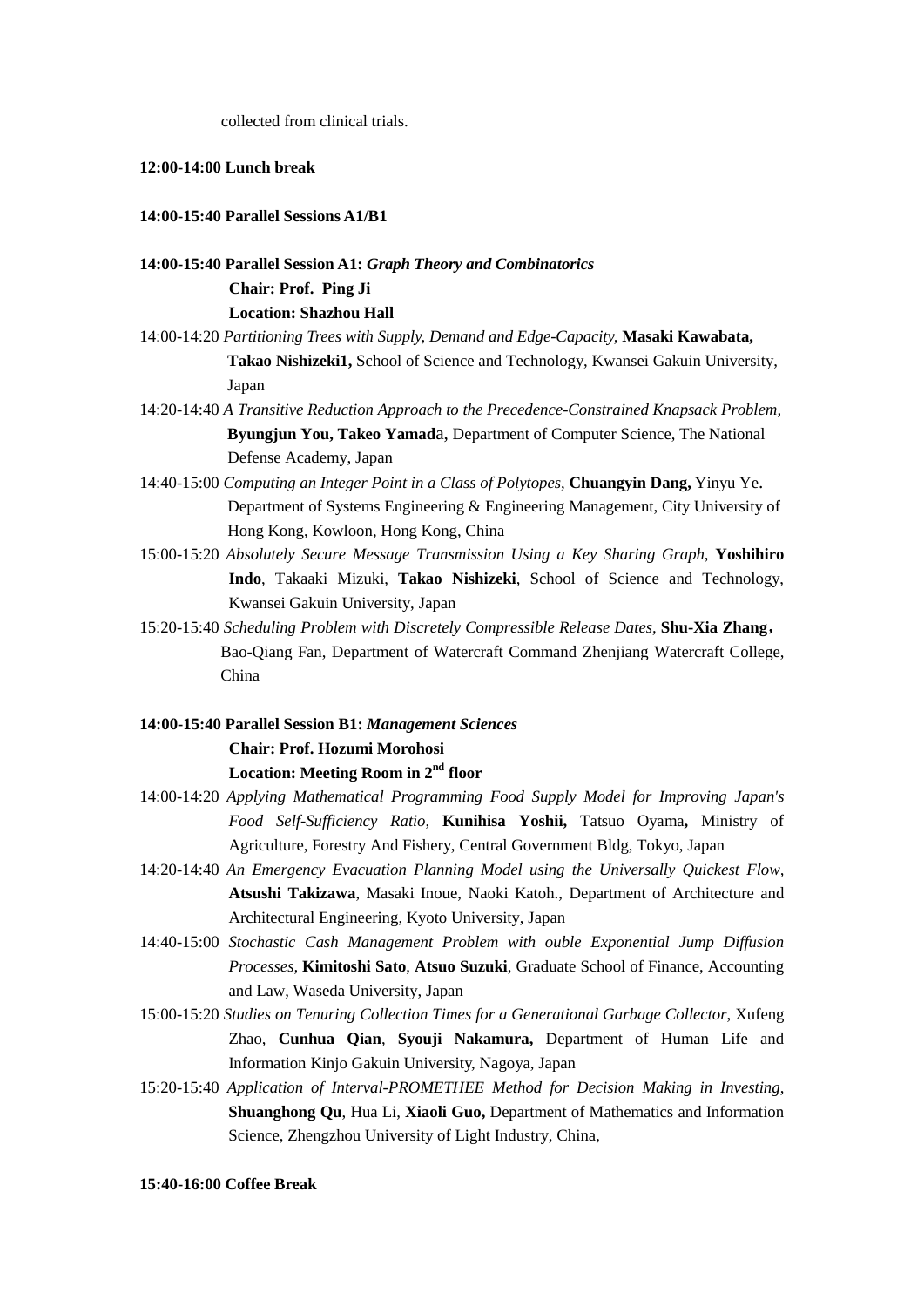collected from clinical trials.

**12:00-14:00 Lunch break**

**14:00-15:40 Parallel Sessions A1/B1**

**14:00-15:40 Parallel Session A1:** ***Graph Theory and Combinatorics***
**Chair: Prof. Ping Ji**
**Location: Shazhou Hall**

14:00-14:20 *Partitioning Trees with Supply, Demand and Edge-Capacity,* **Masaki Kawabata, Takao Nishizeki1,** School of Science and Technology, Kwansei Gakuin University, Japan

14:20-14:40 *A Transitive Reduction Approach to the Precedence-Constrained Knapsack Problem,* **Byungjun You, Takeo Yamad**a, Department of Computer Science, The National Defense Academy, Japan

14:40-15:00 *Computing an Integer Point in a Class of Polytopes,* **Chuangyin Dang,** Yinyu Ye. Department of Systems Engineering & Engineering Management, City University of Hong Kong, Kowloon, Hong Kong, China

15:00-15:20 *Absolutely Secure Message Transmission Using a Key Sharing Graph,* **Yoshihiro Indo**, Takaaki Mizuki, **Takao Nishizeki**, School of Science and Technology, Kwansei Gakuin University, Japan

15:20-15:40 *Scheduling Problem with Discretely Compressible Release Dates,* **Shu-Xia Zhang，** Bao-Qiang Fan, Department of Watercraft Command Zhenjiang Watercraft College, China

**14:00-15:40 Parallel Session B1:** ***Management Sciences***
**Chair: Prof. Hozumi Morohosi**
**Location: Meeting Room in 2nd floor**

14:00-14:20 *Applying Mathematical Programming Food Supply Model for Improving Japan's Food Self-Sufficiency Ratio,* **Kunihisa Yoshii,** Tatsuo Oyama**,** Ministry of Agriculture, Forestry And Fishery, Central Government Bldg, Tokyo, Japan

14:20-14:40 *An Emergency Evacuation Planning Model using the Universally Quickest Flow,* **Atsushi Takizawa**, Masaki Inoue, Naoki Katoh., Department of Architecture and Architectural Engineering, Kyoto University, Japan

14:40-15:00 *Stochastic Cash Management Problem with ouble Exponential Jump Diffusion Processes,* **Kimitoshi Sato**, **Atsuo Suzuki**, Graduate School of Finance, Accounting and Law, Waseda University, Japan

15:00-15:20 *Studies on Tenuring Collection Times for a Generational Garbage Collector,* Xufeng Zhao, **Cunhua Qian**, **Syouji Nakamura,** Department of Human Life and Information Kinjo Gakuin University, Nagoya, Japan

15:20-15:40 *Application of Interval-PROMETHEE Method for Decision Making in Investing,* **Shuanghong Qu**, Hua Li, **Xiaoli Guo,** Department of Mathematics and Information Science, Zhengzhou University of Light Industry, China,

**15:40-16:00 Coffee Break**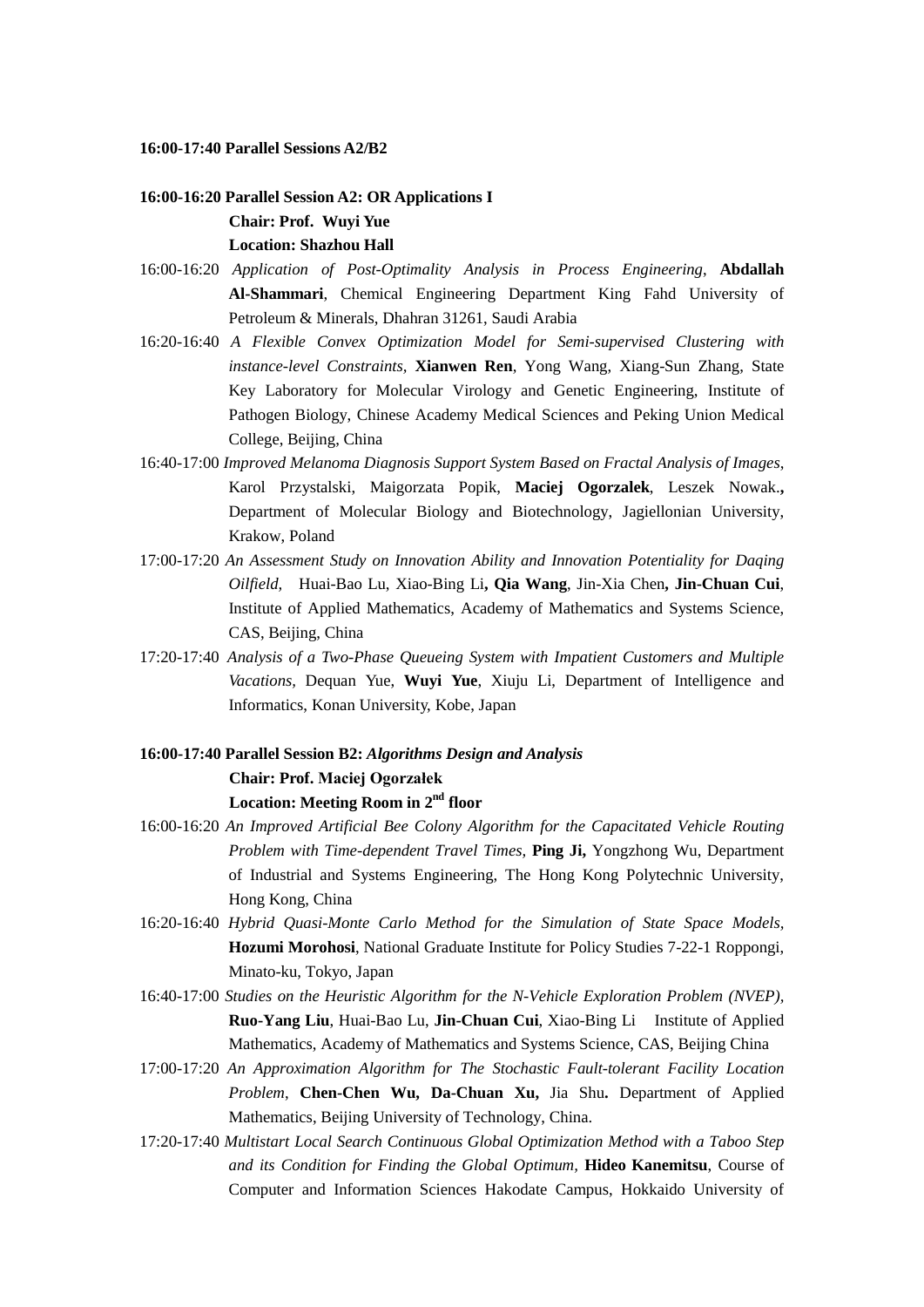**16:00-17:40 Parallel Sessions A2/B2**

**16:00-16:20 Parallel Session A2: OR Applications I**
**Chair: Prof. Wuyi Yue**
**Location: Shazhou Hall**

16:00-16:20 *Application of Post-Optimality Analysis in Process Engineering*, **Abdallah Al-Shammari**, Chemical Engineering Department King Fahd University of Petroleum & Minerals, Dhahran 31261, Saudi Arabia

16:20-16:40 *A Flexible Convex Optimization Model for Semi-supervised Clustering with instance-level Constraints,* **Xianwen Ren**, Yong Wang, Xiang-Sun Zhang, State Key Laboratory for Molecular Virology and Genetic Engineering, Institute of Pathogen Biology, Chinese Academy Medical Sciences and Peking Union Medical College, Beijing, China

16:40-17:00 *Improved Melanoma Diagnosis Support System Based on Fractal Analysis of Images*, Karol Przystalski, Maigorzata Popik, **Maciej Ogorzalek**, Leszek Nowak.**,** Department of Molecular Biology and Biotechnology, Jagiellonian University, Krakow, Poland

17:00-17:20 *An Assessment Study on Innovation Ability and Innovation Potentiality for Daqing Oilfield,* Huai-Bao Lu, Xiao-Bing Li**, Qia Wang**, Jin-Xia Chen**, Jin-Chuan Cui**, Institute of Applied Mathematics, Academy of Mathematics and Systems Science, CAS, Beijing, China

17:20-17:40 *Analysis of a Two-Phase Queueing System with Impatient Customers and Multiple Vacations,* Dequan Yue, **Wuyi Yue**, Xiuju Li, Department of Intelligence and Informatics, Konan University, Kobe, Japan

**16:00-17:40 Parallel Session B2:** ***Algorithms Design and Analysis***
**Chair: Prof. Maciej Ogorzałek**
**Location: Meeting Room in 2nd floor**

16:00-16:20 *An Improved Artificial Bee Colony Algorithm for the Capacitated Vehicle Routing Problem with Time-dependent Travel Times,* **Ping Ji,** Yongzhong Wu, Department of Industrial and Systems Engineering, The Hong Kong Polytechnic University, Hong Kong, China

16:20-16:40 *Hybrid Quasi-Monte Carlo Method for the Simulation of State Space Models,* **Hozumi Morohosi**, National Graduate Institute for Policy Studies 7-22-1 Roppongi, Minato-ku, Tokyo, Japan

16:40-17:00 *Studies on the Heuristic Algorithm for the N-Vehicle Exploration Problem (NVEP),* **Ruo-Yang Liu**, Huai-Bao Lu, **Jin-Chuan Cui**, Xiao-Bing Li Institute of Applied Mathematics, Academy of Mathematics and Systems Science, CAS, Beijing China

17:00-17:20 *An Approximation Algorithm for The Stochastic Fault-tolerant Facility Location Problem*, **Chen-Chen Wu, Da-Chuan Xu,** Jia Shu**.** Department of Applied Mathematics, Beijing University of Technology, China.

17:20-17:40 *Multistart Local Search Continuous Global Optimization Method with a Taboo Step and its Condition for Finding the Global Optimum,* **Hideo Kanemitsu**, Course of Computer and Information Sciences Hakodate Campus, Hokkaido University of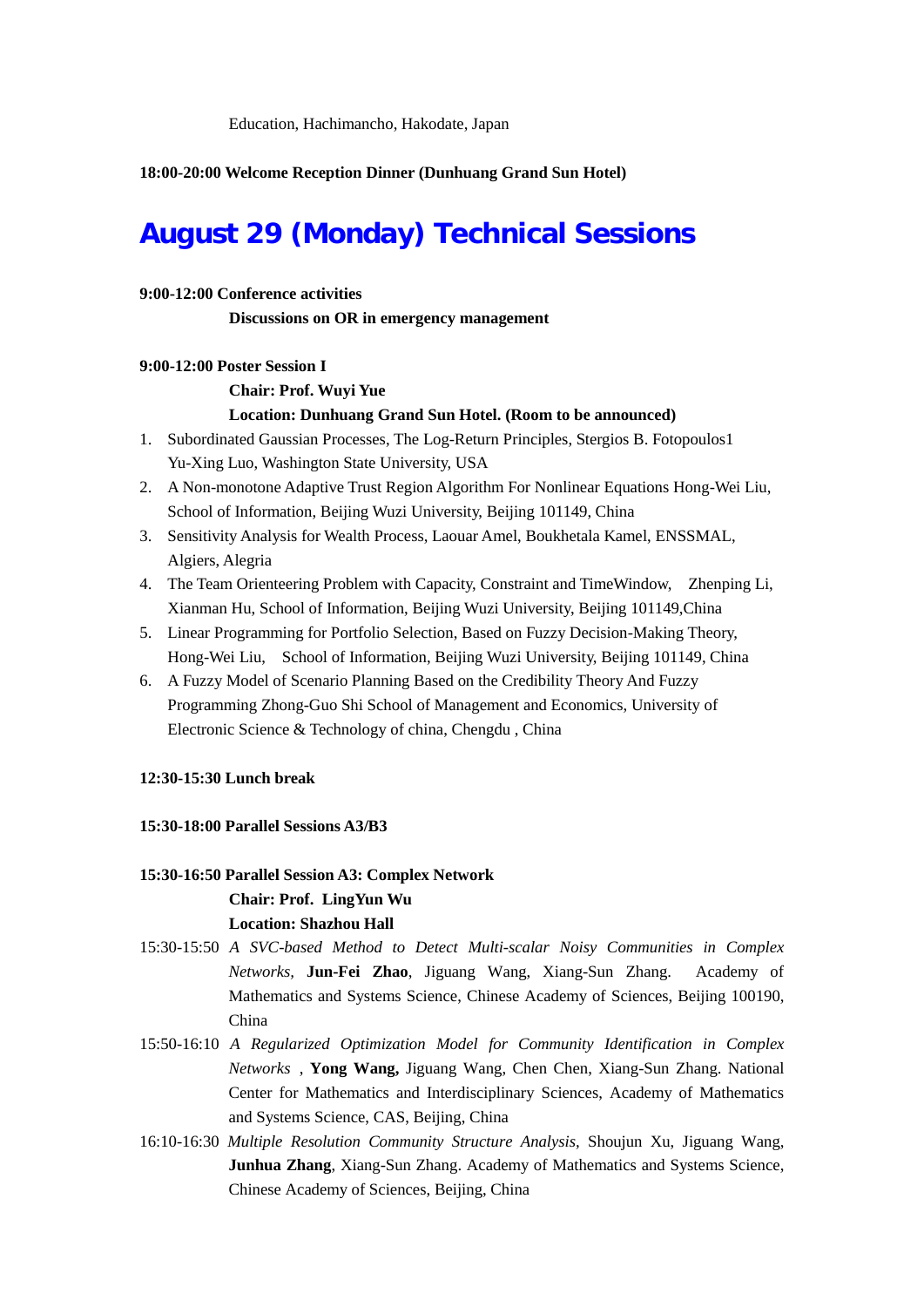Education, Hachimancho, Hakodate, Japan

**18:00-20:00 Welcome Reception Dinner (Dunhuang Grand Sun Hotel)**

# August 29 (Monday) Technical Sessions

**9:00-12:00 Conference activities**

**Discussions on OR in emergency management**

**9:00-12:00 Poster Session I**

**Chair: Prof. Wuyi Yue**

**Location: Dunhuang Grand Sun Hotel. (Room to be announced)**

1. Subordinated Gaussian Processes, The Log-Return Principles, Stergios B. Fotopoulos1 Yu-Xing Luo, Washington State University, USA
2. A Non-monotone Adaptive Trust Region Algorithm For Nonlinear Equations Hong-Wei Liu, School of Information, Beijing Wuzi University, Beijing 101149, China
3. Sensitivity Analysis for Wealth Process, Laouar Amel, Boukhetala Kamel, ENSSMAL, Algiers, Alegria
4. The Team Orienteering Problem with Capacity, Constraint and TimeWindow, Zhenping Li, Xianman Hu, School of Information, Beijing Wuzi University, Beijing 101149,China
5. Linear Programming for Portfolio Selection, Based on Fuzzy Decision-Making Theory, Hong-Wei Liu, School of Information, Beijing Wuzi University, Beijing 101149, China
6. A Fuzzy Model of Scenario Planning Based on the Credibility Theory And Fuzzy Programming Zhong-Guo Shi School of Management and Economics, University of Electronic Science & Technology of china, Chengdu , China

**12:30-15:30 Lunch break**

**15:30-18:00 Parallel Sessions A3/B3**

**15:30-16:50 Parallel Session A3: Complex Network**

**Chair: Prof. LingYun Wu**

**Location: Shazhou Hall**

15:30-15:50 *A SVC-based Method to Detect Multi-scalar Noisy Communities in Complex Networks*, **Jun-Fei Zhao**, Jiguang Wang, Xiang-Sun Zhang. Academy of Mathematics and Systems Science, Chinese Academy of Sciences, Beijing 100190, China

15:50-16:10 *A Regularized Optimization Model for Community Identification in Complex Networks* , **Yong Wang,** Jiguang Wang, Chen Chen, Xiang-Sun Zhang. National Center for Mathematics and Interdisciplinary Sciences, Academy of Mathematics and Systems Science, CAS, Beijing, China

16:10-16:30 *Multiple Resolution Community Structure Analysis,* Shoujun Xu, Jiguang Wang, **Junhua Zhang**, Xiang-Sun Zhang. Academy of Mathematics and Systems Science, Chinese Academy of Sciences, Beijing, China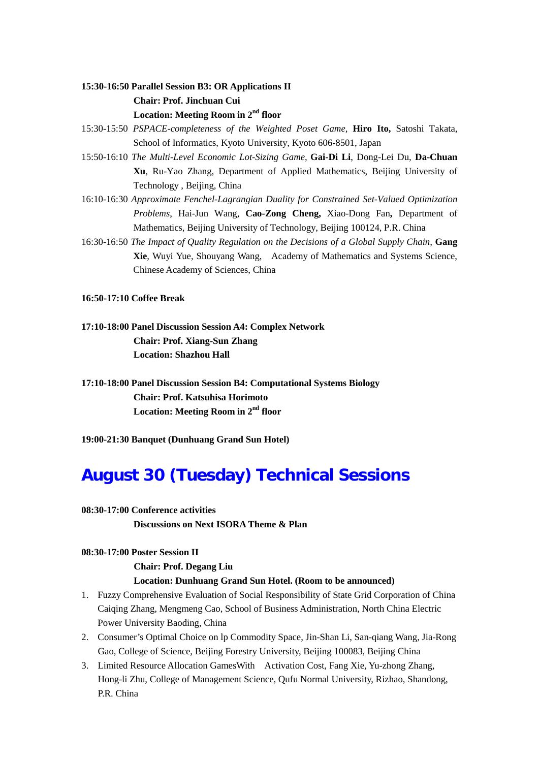**15:30-16:50 Parallel Session B3: OR Applications II**
**Chair: Prof. Jinchuan Cui**
**Location: Meeting Room in 2nd floor**

15:30-15:50 *PSPACE-completeness of the Weighted Poset Game,* **Hiro Ito,** Satoshi Takata, School of Informatics, Kyoto University, Kyoto 606-8501, Japan

15:50-16:10 *The Multi-Level Economic Lot-Sizing Game,* **Gai-Di Li**, Dong-Lei Du, **Da-Chuan Xu**, Ru-Yao Zhang, Department of Applied Mathematics, Beijing University of Technology , Beijing, China

16:10-16:30 *Approximate Fenchel-Lagrangian Duality for Constrained Set-Valued Optimization Problems,* Hai-Jun Wang, **Cao-Zong Cheng,** Xiao-Dong Fan**,** Department of Mathematics, Beijing University of Technology, Beijing 100124, P.R. China

16:30-16:50 *The Impact of Quality Regulation on the Decisions of a Global Supply Chain,* **Gang Xie**, Wuyi Yue, Shouyang Wang, Academy of Mathematics and Systems Science, Chinese Academy of Sciences, China

**16:50-17:10 Coffee Break**

**17:10-18:00 Panel Discussion Session A4: Complex Network**
**Chair: Prof. Xiang-Sun Zhang**
**Location: Shazhou Hall**

**17:10-18:00 Panel Discussion Session B4: Computational Systems Biology**
**Chair: Prof. Katsuhisa Horimoto**
**Location: Meeting Room in 2nd floor**

**19:00-21:30 Banquet (Dunhuang Grand Sun Hotel)**

# August 30 (Tuesday) Technical Sessions

**08:30-17:00 Conference activities**
**Discussions on Next ISORA Theme & Plan**

**08:30-17:00 Poster Session II**
**Chair: Prof. Degang Liu**
**Location: Dunhuang Grand Sun Hotel. (Room to be announced)**

1. Fuzzy Comprehensive Evaluation of Social Responsibility of State Grid Corporation of China Caiqing Zhang, Mengmeng Cao, School of Business Administration, North China Electric Power University Baoding, China
2. Consumer's Optimal Choice on lp Commodity Space, Jin-Shan Li, San-qiang Wang, Jia-Rong Gao, College of Science, Beijing Forestry University, Beijing 100083, Beijing China
3. Limited Resource Allocation GamesWith Activation Cost, Fang Xie, Yu-zhong Zhang, Hong-li Zhu, College of Management Science, Qufu Normal University, Rizhao, Shandong, P.R. China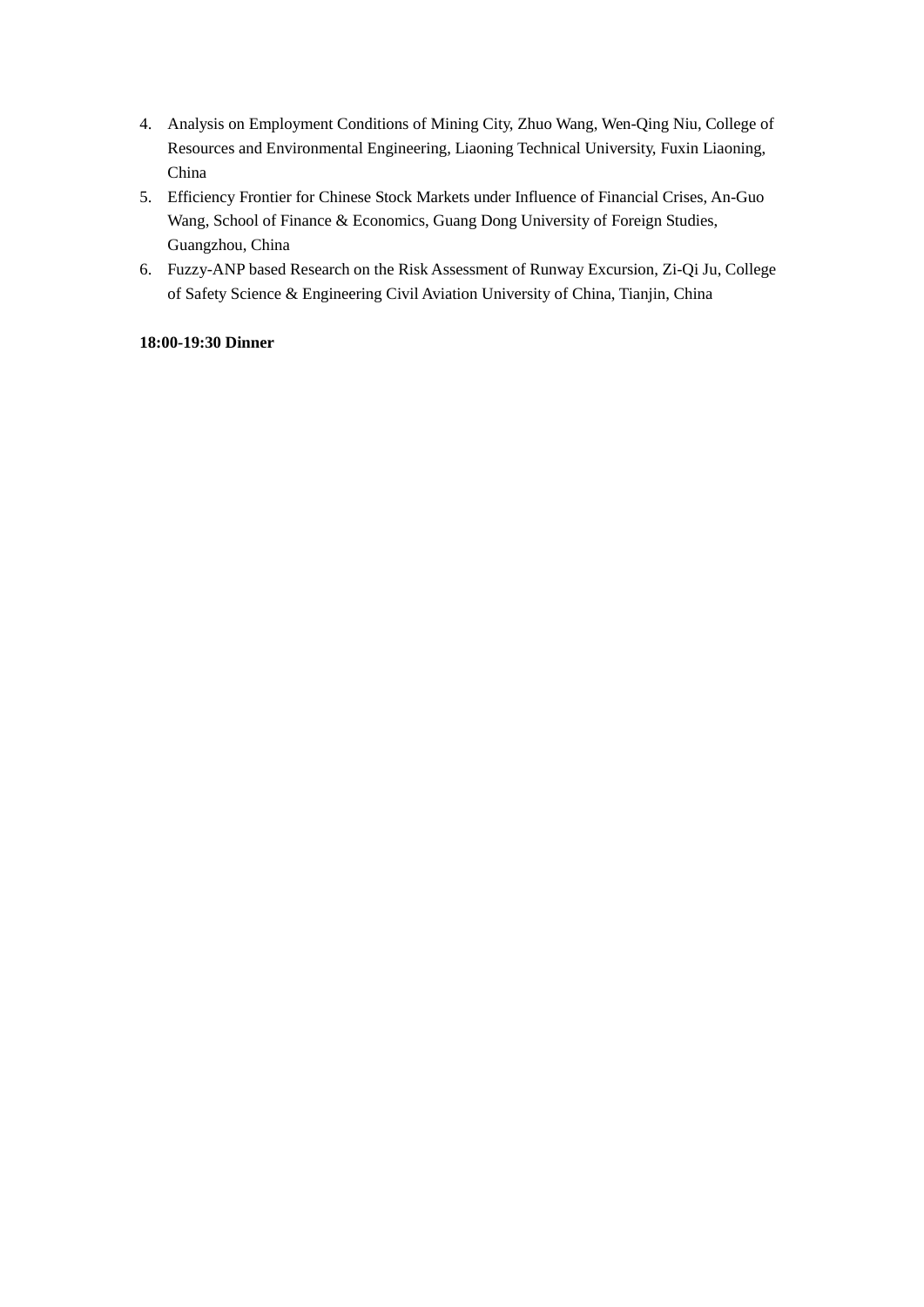4. Analysis on Employment Conditions of Mining City, Zhuo Wang, Wen-Qing Niu, College of Resources and Environmental Engineering, Liaoning Technical University, Fuxin Liaoning, China
5. Efficiency Frontier for Chinese Stock Markets under Influence of Financial Crises, An-Guo Wang, School of Finance & Economics, Guang Dong University of Foreign Studies, Guangzhou, China
6. Fuzzy-ANP based Research on the Risk Assessment of Runway Excursion, Zi-Qi Ju, College of Safety Science & Engineering Civil Aviation University of China, Tianjin, China

**18:00-19:30 Dinner**